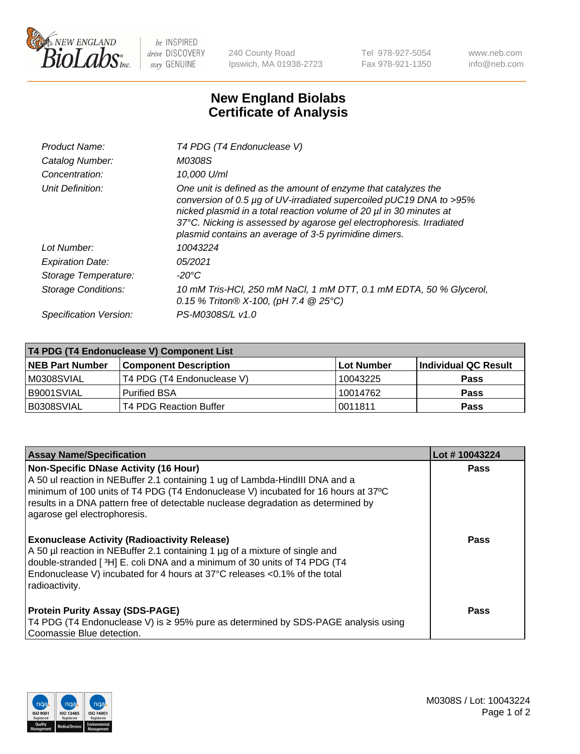# New England Biolabs Certificate of Analysis

| | |
|---|---|
| *Product Name:* | *T4 PDG (T4 Endonuclease V)* |
| *Catalog Number:* | *M0308S* |
| *Concentration:* | *10,000 U/ml* |
| *Unit Definition:* | *One unit is defined as the amount of enzyme that catalyzes the conversion of 0.5 µg of UV-irradiated supercoiled pUC19 DNA to >95% nicked plasmid in a total reaction volume of 20 µl in 30 minutes at 37°C. Nicking is assessed by agarose gel electrophoresis. Irradiated plasmid contains an average of 3-5 pyrimidine dimers.* |
| *Lot Number:* | *10043224* |
| *Expiration Date:* | *05/2021* |
| *Storage Temperature:* | *-20°C* |
| *Storage Conditions:* | *10 mM Tris-HCl, 250 mM NaCl, 1 mM DTT, 0.1 mM EDTA, 50 % Glycerol, 0.15 % Triton® X-100, (pH 7.4 @ 25°C)* |
| *Specification Version:* | *PS-M0308S/L v1.0* |

| T4 PDG (T4 Endonuclease V) Component List | | | |
|---|---|---|---|
| **NEB Part Number** | **Component Description** | **Lot Number** | **Individual QC Result** |
| M0308SVIAL | T4 PDG (T4 Endonuclease V) | 10043225 | **Pass** |
| B9001SVIAL | Purified BSA | 10014762 | **Pass** |
| B0308SVIAL | T4 PDG Reaction Buffer | 0011811 | **Pass** |

| Assay Name/Specification | Lot # 10043224 |
|---|---|
| **Non-Specific DNase Activity (16 Hour)**<br>A 50 ul reaction in NEBuffer 2.1 containing 1 ug of Lambda-HindIII DNA and a minimum of 100 units of T4 PDG (T4 Endonuclease V) incubated for 16 hours at 37ºC results in a DNA pattern free of detectable nuclease degradation as determined by agarose gel electrophoresis. | **Pass** |
| **Exonuclease Activity (Radioactivity Release)**<br>A 50 µl reaction in NEBuffer 2.1 containing 1 µg of a mixture of single and double-stranded [ $^{3}$H] E. coli DNA and a minimum of 30 units of T4 PDG (T4 Endonuclease V) incubated for 4 hours at 37°C releases <0.1% of the total radioactivity. | **Pass** |
| **Protein Purity Assay (SDS-PAGE)**<br>T4 PDG (T4 Endonuclease V) is ≥ 95% pure as determined by SDS-PAGE analysis using Coomassie Blue detection. | **Pass** |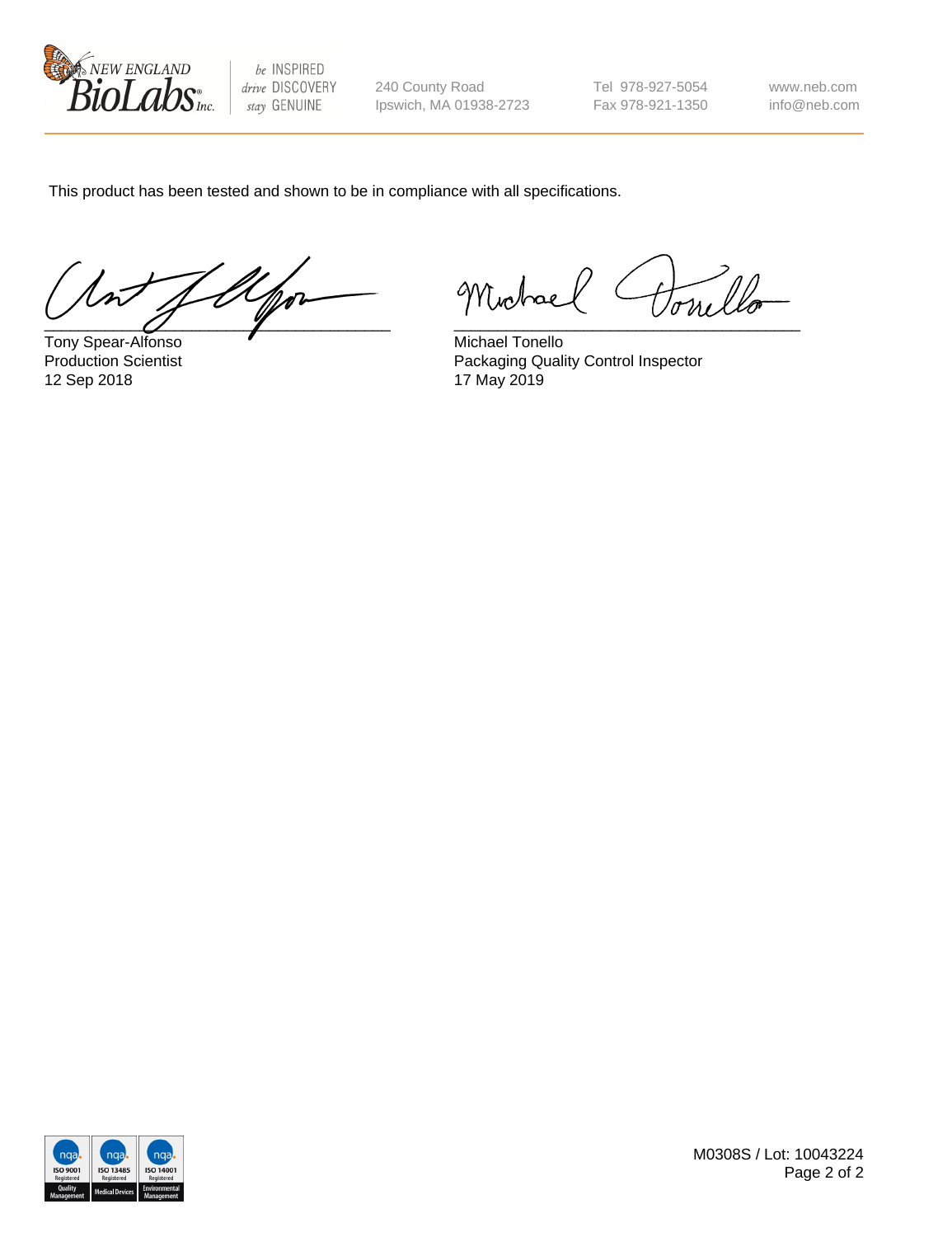This product has been tested and shown to be in compliance with all specifications.

Tony Spear-Alfonso
Production Scientist
12 Sep 2018

Michael Tonello
Packaging Quality Control Inspector
17 May 2019

M0308S / Lot: 10043224